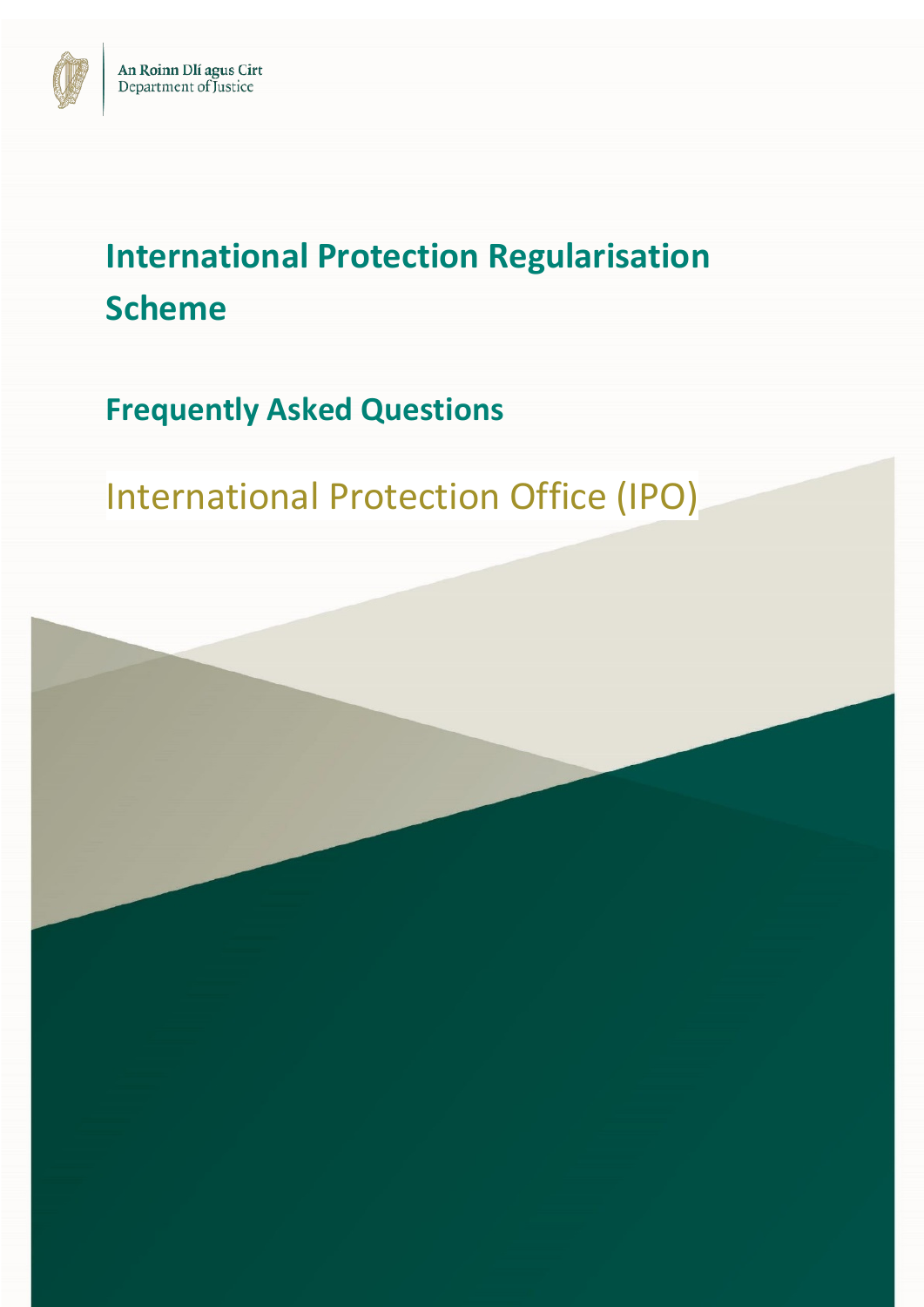An Roinn Dlí agus Cirt
Department of Justice

# International Protection Regularisation Scheme

## Frequently Asked Questions

International Protection Office (IPO)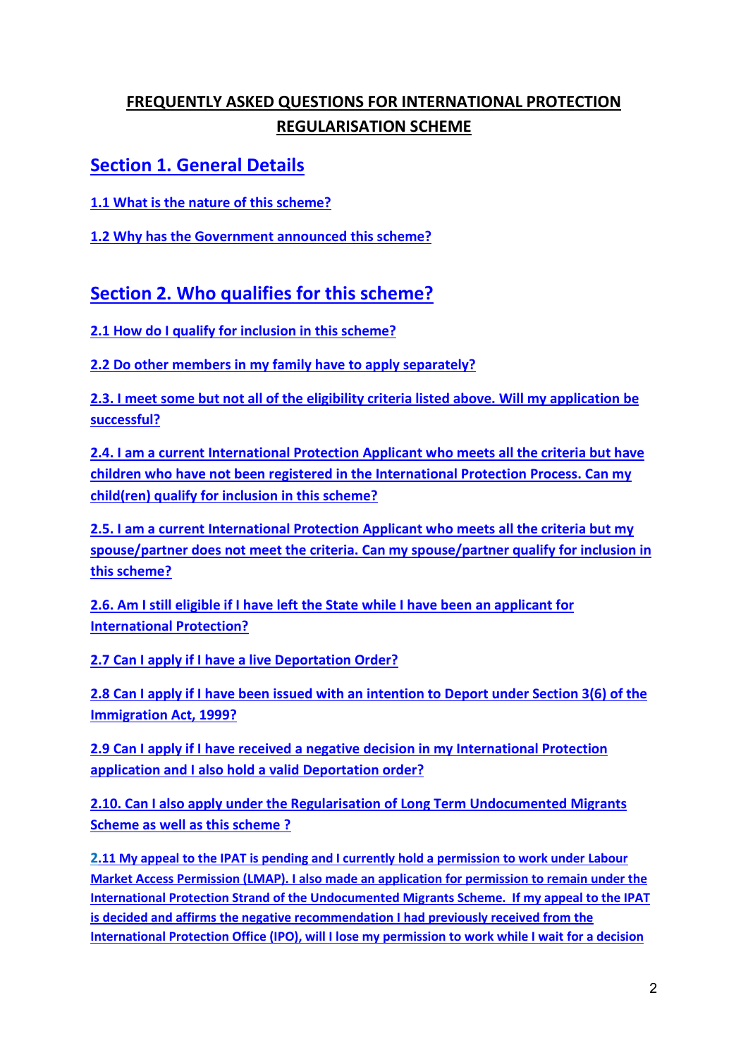# FREQUENTLY ASKED QUESTIONS FOR INTERNATIONAL PROTECTION REGULARISATION SCHEME

## Section 1. General Details

**1.1 What is the nature of this scheme?**

**1.2 Why has the Government announced this scheme?**

## Section 2. Who qualifies for this scheme?

**2.1 How do I qualify for inclusion in this scheme?**

**2.2 Do other members in my family have to apply separately?**

**2.3. I meet some but not all of the eligibility criteria listed above. Will my application be successful?**

**2.4. I am a current International Protection Applicant who meets all the criteria but have children who have not been registered in the International Protection Process. Can my child(ren) qualify for inclusion in this scheme?**

**2.5. I am a current International Protection Applicant who meets all the criteria but my spouse/partner does not meet the criteria. Can my spouse/partner qualify for inclusion in this scheme?**

**2.6. Am I still eligible if I have left the State while I have been an applicant for International Protection?**

**2.7 Can I apply if I have a live Deportation Order?**

**2.8 Can I apply if I have been issued with an intention to Deport under Section 3(6) of the Immigration Act, 1999?**

**2.9 Can I apply if I have received a negative decision in my International Protection application and I also hold a valid Deportation order?**

**2.10. Can I also apply under the Regularisation of Long Term Undocumented Migrants Scheme as well as this scheme ?**

**2.11 My appeal to the IPAT is pending and I currently hold a permission to work under Labour Market Access Permission (LMAP). I also made an application for permission to remain under the International Protection Strand of the Undocumented Migrants Scheme. If my appeal to the IPAT is decided and affirms the negative recommendation I had previously received from the International Protection Office (IPO), will I lose my permission to work while I wait for a decision**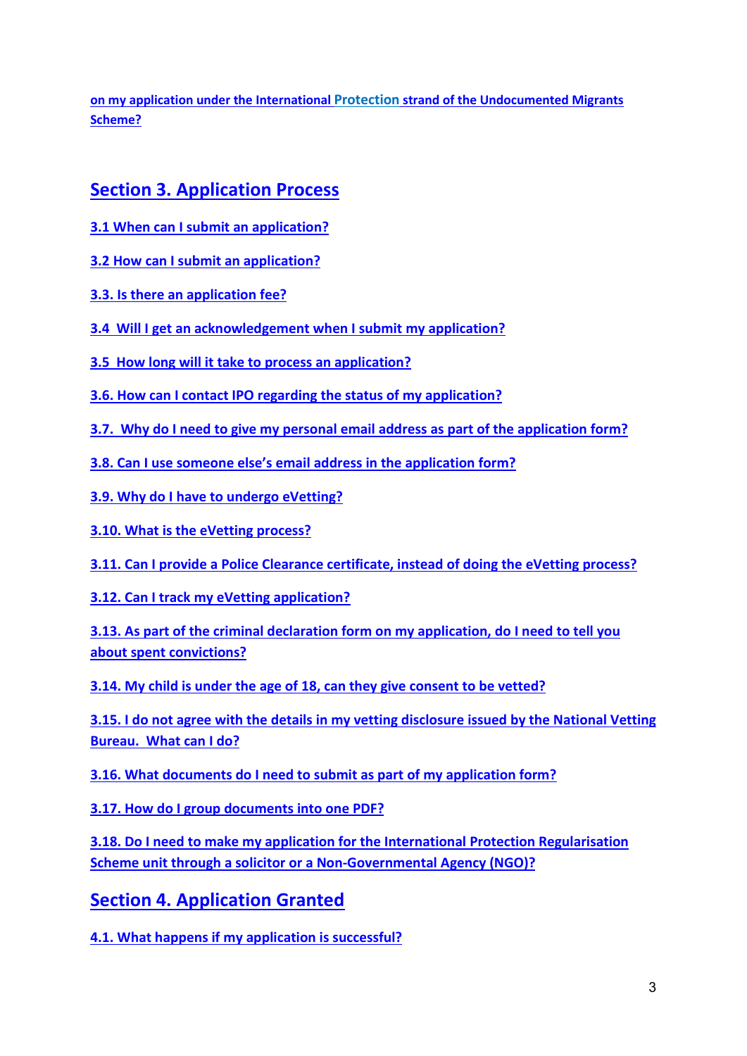on my application under the International Protection strand of the Undocumented Migrants Scheme?

## Section 3. Application Process

3.1 When can I submit an application?

3.2 How can I submit an application?

3.3. Is there an application fee?

3.4 Will I get an acknowledgement when I submit my application?

3.5 How long will it take to process an application?

3.6. How can I contact IPO regarding the status of my application?

3.7. Why do I need to give my personal email address as part of the application form?

3.8. Can I use someone else's email address in the application form?

3.9. Why do I have to undergo eVetting?

3.10. What is the eVetting process?

3.11. Can I provide a Police Clearance certificate, instead of doing the eVetting process?

3.12. Can I track my eVetting application?

3.13. As part of the criminal declaration form on my application, do I need to tell you about spent convictions?

3.14. My child is under the age of 18, can they give consent to be vetted?

3.15. I do not agree with the details in my vetting disclosure issued by the National Vetting Bureau. What can I do?

3.16. What documents do I need to submit as part of my application form?

3.17. How do I group documents into one PDF?

3.18. Do I need to make my application for the International Protection Regularisation Scheme unit through a solicitor or a Non-Governmental Agency (NGO)?

## Section 4. Application Granted

4.1. What happens if my application is successful?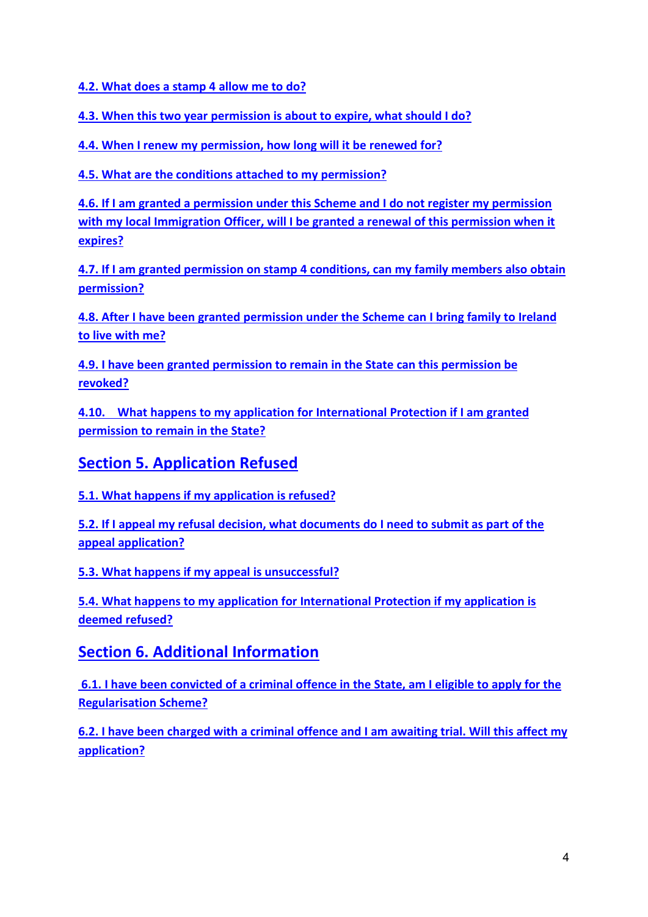4.2. What does a stamp 4 allow me to do?

4.3. When this two year permission is about to expire, what should I do?

4.4. When I renew my permission, how long will it be renewed for?

4.5. What are the conditions attached to my permission?

4.6. If I am granted a permission under this Scheme and I do not register my permission with my local Immigration Officer, will I be granted a renewal of this permission when it expires?

4.7. If I am granted permission on stamp 4 conditions, can my family members also obtain permission?

4.8. After I have been granted permission under the Scheme can I bring family to Ireland to live with me?

4.9. I have been granted permission to remain in the State can this permission be revoked?

4.10. What happens to my application for International Protection if I am granted permission to remain in the State?

## Section 5. Application Refused

5.1. What happens if my application is refused?

5.2. If I appeal my refusal decision, what documents do I need to submit as part of the appeal application?

5.3. What happens if my appeal is unsuccessful?

5.4. What happens to my application for International Protection if my application is deemed refused?

## Section 6. Additional Information

6.1. I have been convicted of a criminal offence in the State, am I eligible to apply for the Regularisation Scheme?

6.2. I have been charged with a criminal offence and I am awaiting trial. Will this affect my application?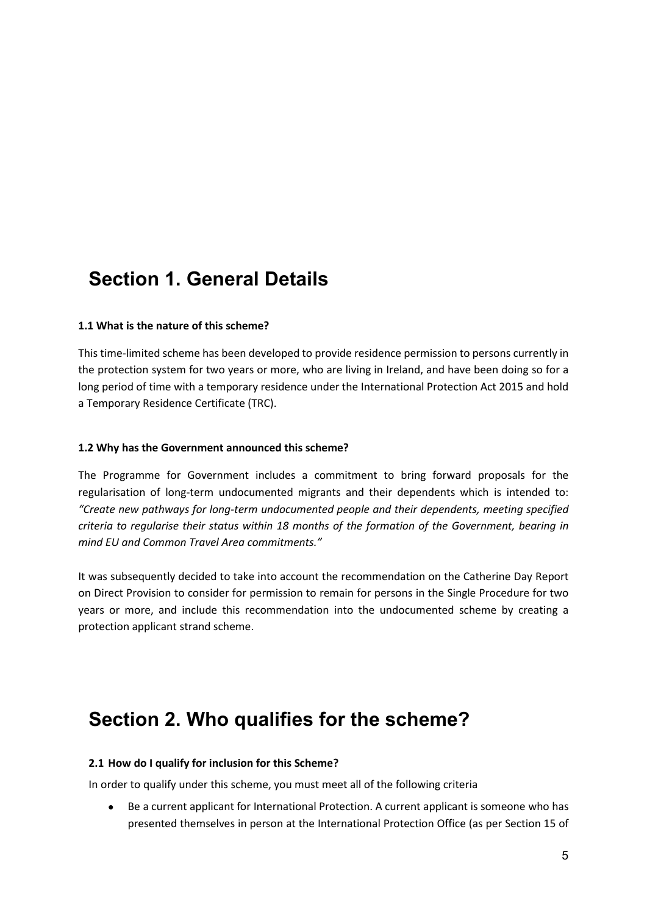# Section 1. General Details

### 1.1 What is the nature of this scheme?

This time-limited scheme has been developed to provide residence permission to persons currently in the protection system for two years or more, who are living in Ireland, and have been doing so for a long period of time with a temporary residence under the International Protection Act 2015 and hold a Temporary Residence Certificate (TRC).

### 1.2 Why has the Government announced this scheme?

The Programme for Government includes a commitment to bring forward proposals for the regularisation of long-term undocumented migrants and their dependents which is intended to: *"Create new pathways for long-term undocumented people and their dependents, meeting specified criteria to regularise their status within 18 months of the formation of the Government, bearing in mind EU and Common Travel Area commitments."*

It was subsequently decided to take into account the recommendation on the Catherine Day Report on Direct Provision to consider for permission to remain for persons in the Single Procedure for two years or more, and include this recommendation into the undocumented scheme by creating a protection applicant strand scheme.

# Section 2. Who qualifies for the scheme?

### 2.1 How do I qualify for inclusion for this Scheme?

In order to qualify under this scheme, you must meet all of the following criteria

- Be a current applicant for International Protection. A current applicant is someone who has presented themselves in person at the International Protection Office (as per Section 15 of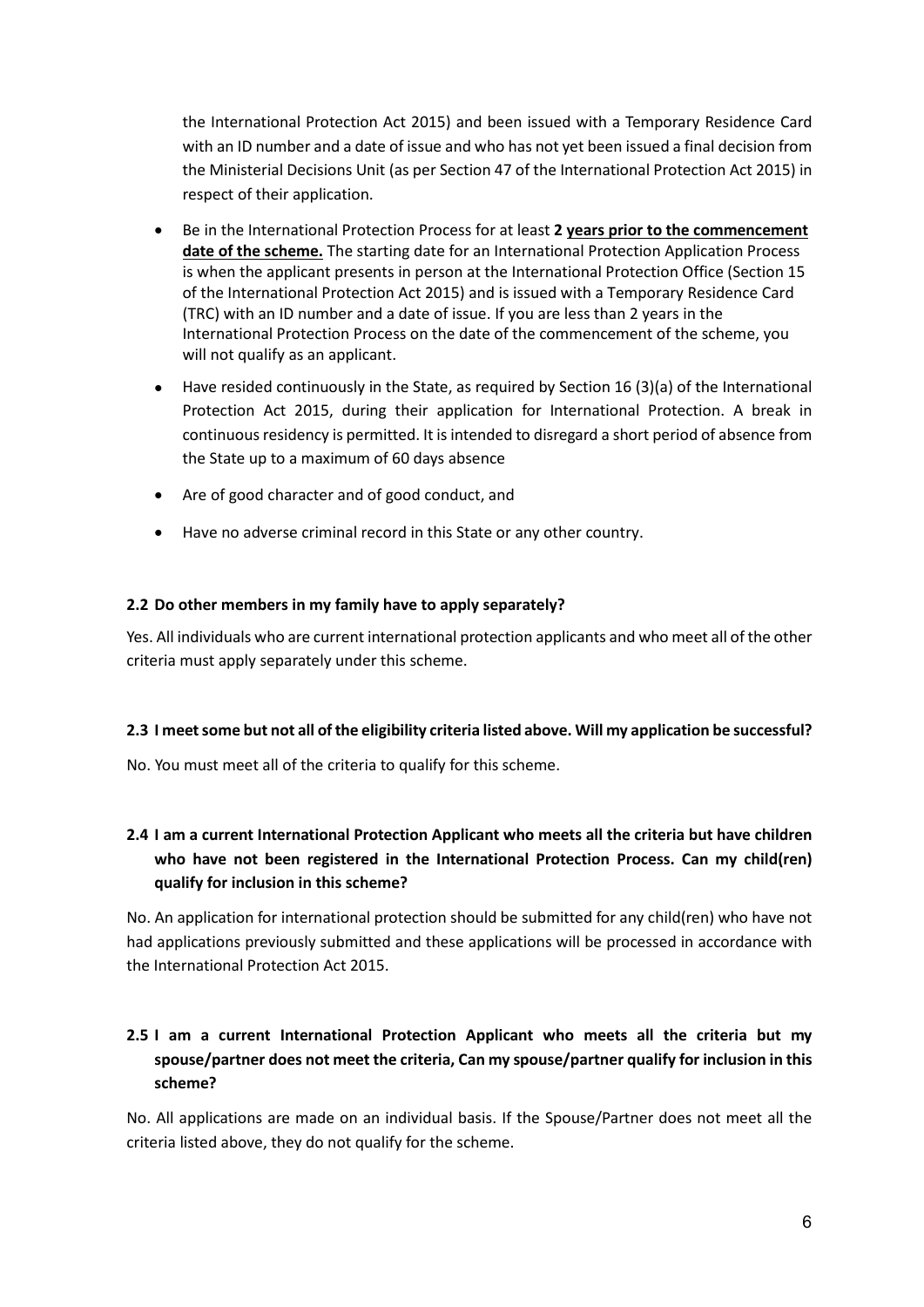the International Protection Act 2015) and been issued with a Temporary Residence Card with an ID number and a date of issue and who has not yet been issued a final decision from the Ministerial Decisions Unit (as per Section 47 of the International Protection Act 2015) in respect of their application.

- Be in the International Protection Process for at least **2 years prior to the commencement date of the scheme.** The starting date for an International Protection Application Process is when the applicant presents in person at the International Protection Office (Section 15 of the International Protection Act 2015) and is issued with a Temporary Residence Card (TRC) with an ID number and a date of issue. If you are less than 2 years in the International Protection Process on the date of the commencement of the scheme, you will not qualify as an applicant.
- Have resided continuously in the State, as required by Section 16 (3)(a) of the International Protection Act 2015, during their application for International Protection. A break in continuous residency is permitted. It is intended to disregard a short period of absence from the State up to a maximum of 60 days absence
- Are of good character and of good conduct, and
- Have no adverse criminal record in this State or any other country.

### 2.2 Do other members in my family have to apply separately?

Yes. All individuals who are current international protection applicants and who meet all of the other criteria must apply separately under this scheme.

### 2.3 I meet some but not all of the eligibility criteria listed above. Will my application be successful?

No. You must meet all of the criteria to qualify for this scheme.

### 2.4 I am a current International Protection Applicant who meets all the criteria but have children who have not been registered in the International Protection Process. Can my child(ren) qualify for inclusion in this scheme?

No. An application for international protection should be submitted for any child(ren) who have not had applications previously submitted and these applications will be processed in accordance with the International Protection Act 2015.

### 2.5 I am a current International Protection Applicant who meets all the criteria but my spouse/partner does not meet the criteria, Can my spouse/partner qualify for inclusion in this scheme?

No. All applications are made on an individual basis. If the Spouse/Partner does not meet all the criteria listed above, they do not qualify for the scheme.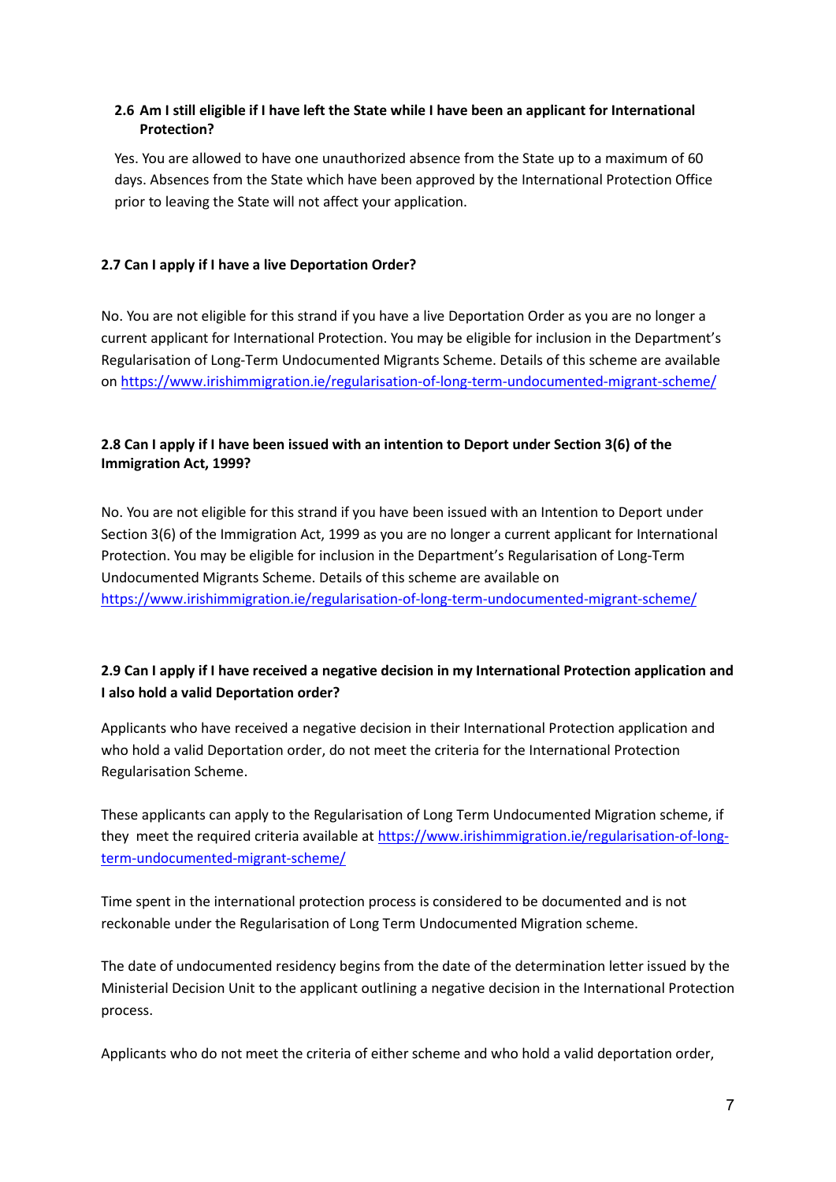### 2.6 Am I still eligible if I have left the State while I have been an applicant for International Protection?

Yes. You are allowed to have one unauthorized absence from the State up to a maximum of 60 days. Absences from the State which have been approved by the International Protection Office prior to leaving the State will not affect your application.

### 2.7 Can I apply if I have a live Deportation Order?

No. You are not eligible for this strand if you have a live Deportation Order as you are no longer a current applicant for International Protection. You may be eligible for inclusion in the Department's Regularisation of Long-Term Undocumented Migrants Scheme. Details of this scheme are available on https://www.irishimmigration.ie/regularisation-of-long-term-undocumented-migrant-scheme/

### 2.8 Can I apply if I have been issued with an intention to Deport under Section 3(6) of the Immigration Act, 1999?

No. You are not eligible for this strand if you have been issued with an Intention to Deport under Section 3(6) of the Immigration Act, 1999 as you are no longer a current applicant for International Protection. You may be eligible for inclusion in the Department's Regularisation of Long-Term Undocumented Migrants Scheme. Details of this scheme are available on https://www.irishimmigration.ie/regularisation-of-long-term-undocumented-migrant-scheme/

### 2.9 Can I apply if I have received a negative decision in my International Protection application and I also hold a valid Deportation order?

Applicants who have received a negative decision in their International Protection application and who hold a valid Deportation order, do not meet the criteria for the International Protection Regularisation Scheme.

These applicants can apply to the Regularisation of Long Term Undocumented Migration scheme, if they meet the required criteria available at https://www.irishimmigration.ie/regularisation-of-long-term-undocumented-migrant-scheme/

Time spent in the international protection process is considered to be documented and is not reckonable under the Regularisation of Long Term Undocumented Migration scheme.

The date of undocumented residency begins from the date of the determination letter issued by the Ministerial Decision Unit to the applicant outlining a negative decision in the International Protection process.

Applicants who do not meet the criteria of either scheme and who hold a valid deportation order,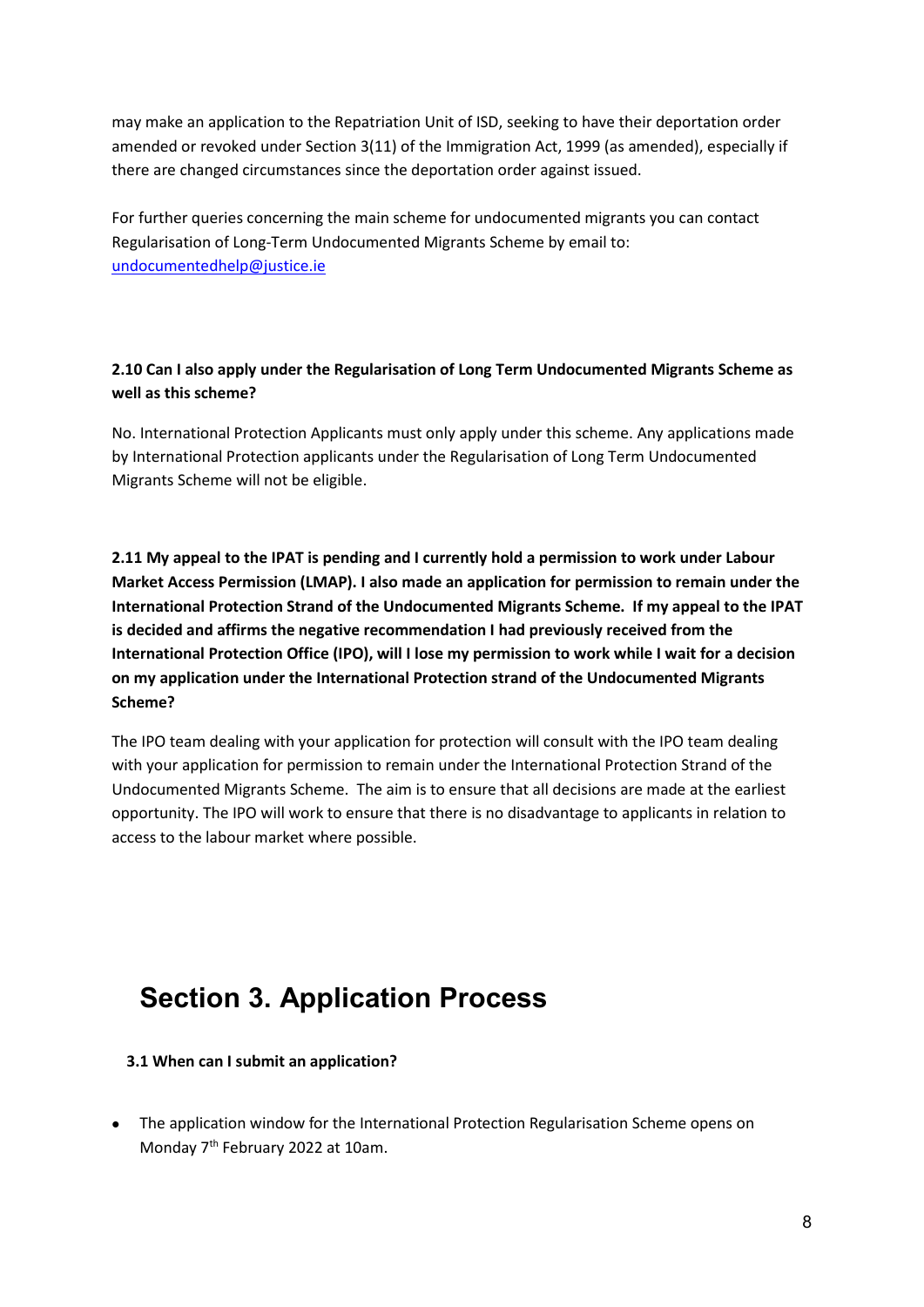may make an application to the Repatriation Unit of ISD, seeking to have their deportation order amended or revoked under Section 3(11) of the Immigration Act, 1999 (as amended), especially if there are changed circumstances since the deportation order against issued.

For further queries concerning the main scheme for undocumented migrants you can contact Regularisation of Long-Term Undocumented Migrants Scheme by email to: [undocumentedhelp@justice.ie](mailto:undocumentedhelp@justice.ie)

**2.10 Can I also apply under the Regularisation of Long Term Undocumented Migrants Scheme as well as this scheme?**

No. International Protection Applicants must only apply under this scheme. Any applications made by International Protection applicants under the Regularisation of Long Term Undocumented Migrants Scheme will not be eligible.

**2.11 My appeal to the IPAT is pending and I currently hold a permission to work under Labour Market Access Permission (LMAP). I also made an application for permission to remain under the International Protection Strand of the Undocumented Migrants Scheme. If my appeal to the IPAT is decided and affirms the negative recommendation I had previously received from the International Protection Office (IPO), will I lose my permission to work while I wait for a decision on my application under the International Protection strand of the Undocumented Migrants Scheme?**

The IPO team dealing with your application for protection will consult with the IPO team dealing with your application for permission to remain under the International Protection Strand of the Undocumented Migrants Scheme. The aim is to ensure that all decisions are made at the earliest opportunity. The IPO will work to ensure that there is no disadvantage to applicants in relation to access to the labour market where possible.

# Section 3. Application Process

**3.1 When can I submit an application?**

- The application window for the International Protection Regularisation Scheme opens on Monday 7th February 2022 at 10am.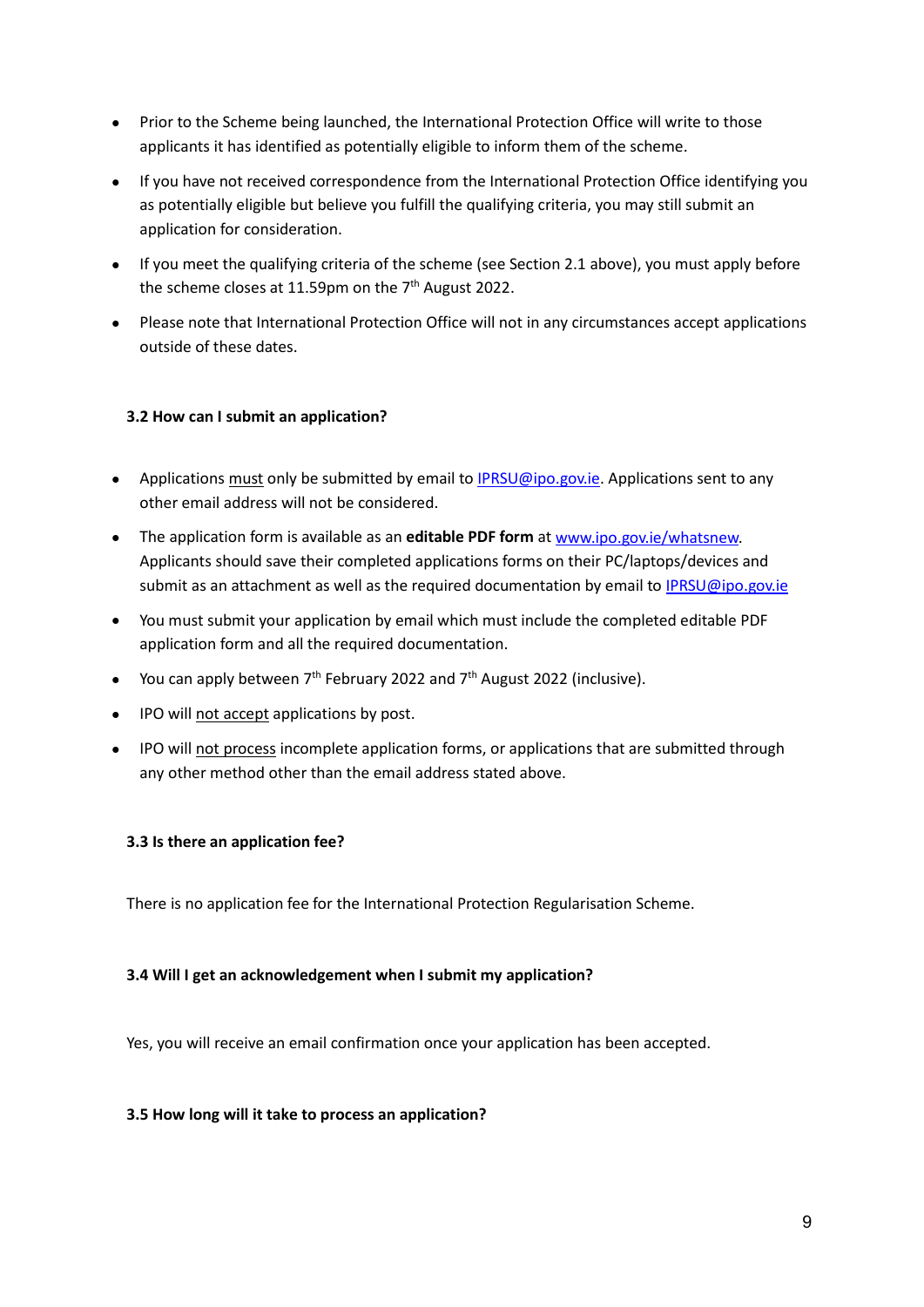- Prior to the Scheme being launched, the International Protection Office will write to those applicants it has identified as potentially eligible to inform them of the scheme.
- If you have not received correspondence from the International Protection Office identifying you as potentially eligible but believe you fulfill the qualifying criteria, you may still submit an application for consideration.
- If you meet the qualifying criteria of the scheme (see Section 2.1 above), you must apply before the scheme closes at 11.59pm on the 7th August 2022.
- Please note that International Protection Office will not in any circumstances accept applications outside of these dates.

### 3.2 How can I submit an application?

- Applications must only be submitted by email to IPRSU@ipo.gov.ie. Applications sent to any other email address will not be considered.
- The application form is available as an **editable PDF form** at www.ipo.gov.ie/whatsnew. Applicants should save their completed applications forms on their PC/laptops/devices and submit as an attachment as well as the required documentation by email to IPRSU@ipo.gov.ie
- You must submit your application by email which must include the completed editable PDF application form and all the required documentation.
- You can apply between 7th February 2022 and 7th August 2022 (inclusive).
- IPO will not accept applications by post.
- IPO will not process incomplete application forms, or applications that are submitted through any other method other than the email address stated above.

### 3.3 Is there an application fee?

There is no application fee for the International Protection Regularisation Scheme.

### 3.4 Will I get an acknowledgement when I submit my application?

Yes, you will receive an email confirmation once your application has been accepted.

### 3.5 How long will it take to process an application?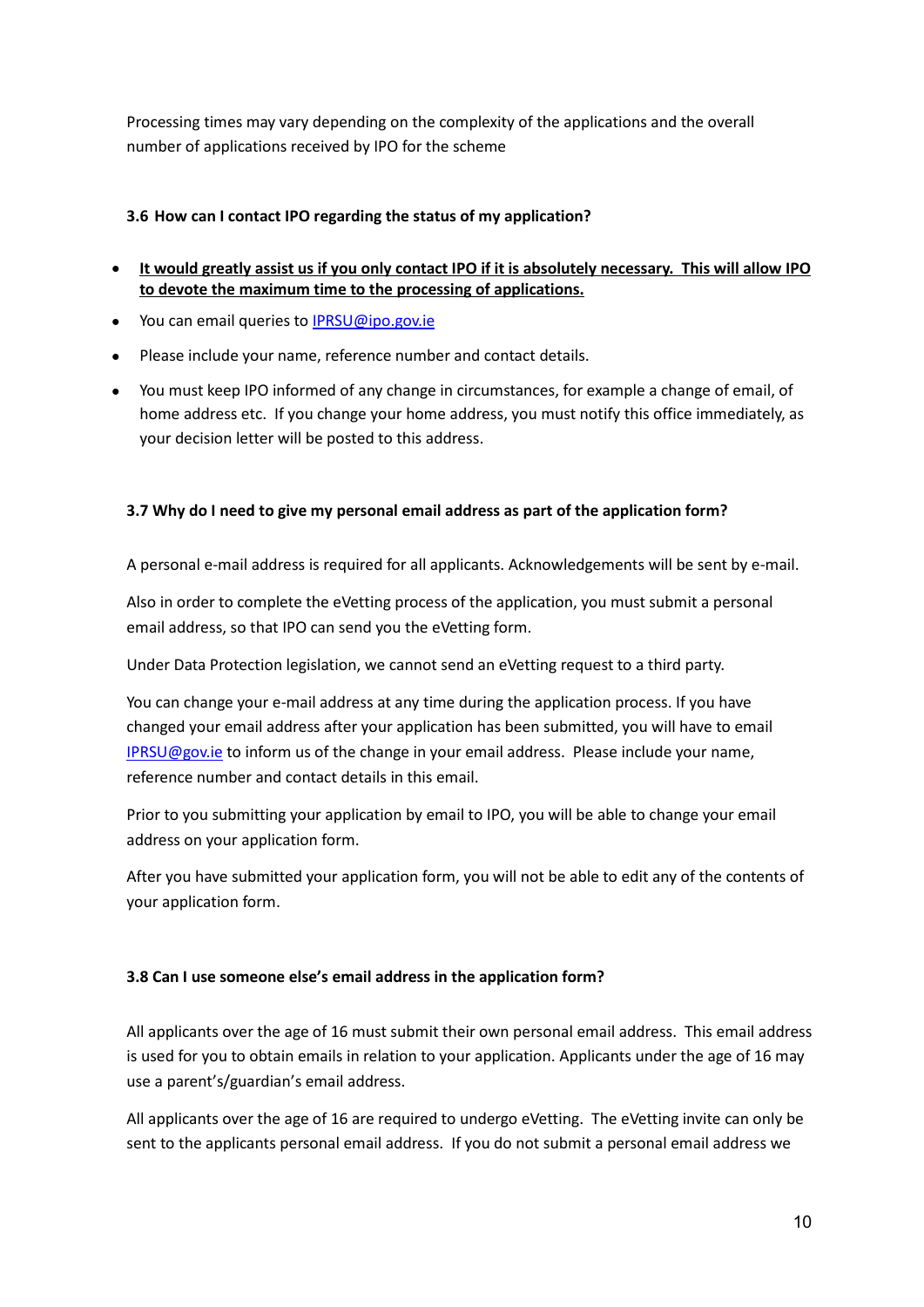Processing times may vary depending on the complexity of the applications and the overall number of applications received by IPO for the scheme

### 3.6 How can I contact IPO regarding the status of my application?

- **It would greatly assist us if you only contact IPO if it is absolutely necessary. This will allow IPO to devote the maximum time to the processing of applications.**
- You can email queries to IPRSU@ipo.gov.ie
- Please include your name, reference number and contact details.
- You must keep IPO informed of any change in circumstances, for example a change of email, of home address etc. If you change your home address, you must notify this office immediately, as your decision letter will be posted to this address.

### 3.7 Why do I need to give my personal email address as part of the application form?

A personal e-mail address is required for all applicants. Acknowledgements will be sent by e-mail.

Also in order to complete the eVetting process of the application, you must submit a personal email address, so that IPO can send you the eVetting form.

Under Data Protection legislation, we cannot send an eVetting request to a third party.

You can change your e-mail address at any time during the application process. If you have changed your email address after your application has been submitted, you will have to email IPRSU@gov.ie to inform us of the change in your email address. Please include your name, reference number and contact details in this email.

Prior to you submitting your application by email to IPO, you will be able to change your email address on your application form.

After you have submitted your application form, you will not be able to edit any of the contents of your application form.

### 3.8 Can I use someone else's email address in the application form?

All applicants over the age of 16 must submit their own personal email address. This email address is used for you to obtain emails in relation to your application. Applicants under the age of 16 may use a parent's/guardian's email address.

All applicants over the age of 16 are required to undergo eVetting. The eVetting invite can only be sent to the applicants personal email address. If you do not submit a personal email address we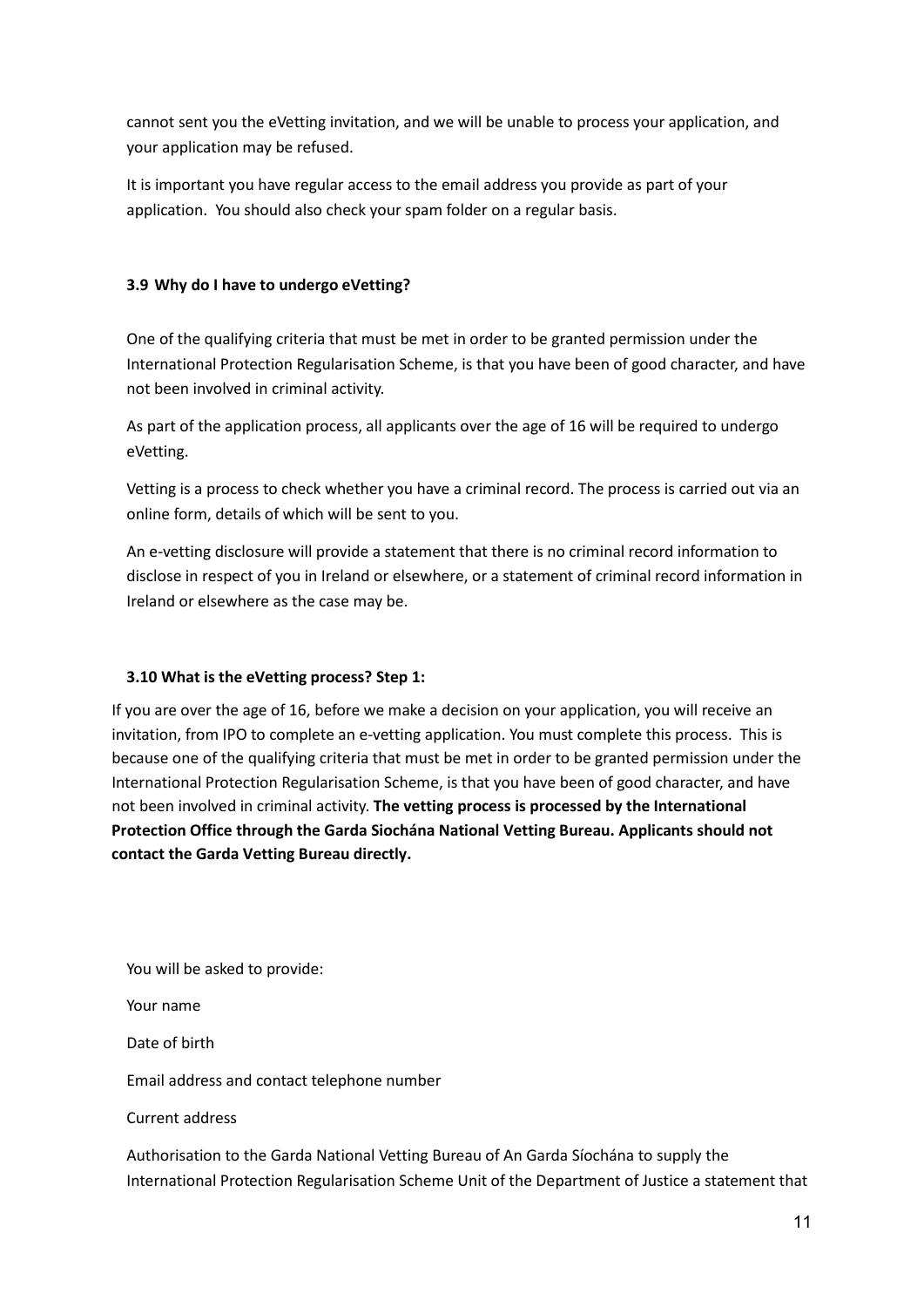cannot sent you the eVetting invitation, and we will be unable to process your application, and your application may be refused.

It is important you have regular access to the email address you provide as part of your application. You should also check your spam folder on a regular basis.

### 3.9 Why do I have to undergo eVetting?

One of the qualifying criteria that must be met in order to be granted permission under the International Protection Regularisation Scheme, is that you have been of good character, and have not been involved in criminal activity.

As part of the application process, all applicants over the age of 16 will be required to undergo eVetting.

Vetting is a process to check whether you have a criminal record. The process is carried out via an online form, details of which will be sent to you.

An e-vetting disclosure will provide a statement that there is no criminal record information to disclose in respect of you in Ireland or elsewhere, or a statement of criminal record information in Ireland or elsewhere as the case may be.

### 3.10 What is the eVetting process? Step 1:

If you are over the age of 16, before we make a decision on your application, you will receive an invitation, from IPO to complete an e-vetting application. You must complete this process. This is because one of the qualifying criteria that must be met in order to be granted permission under the International Protection Regularisation Scheme, is that you have been of good character, and have not been involved in criminal activity. **The vetting process is processed by the International Protection Office through the Garda Siochána National Vetting Bureau. Applicants should not contact the Garda Vetting Bureau directly.**

You will be asked to provide:

Your name

Date of birth

Email address and contact telephone number

Current address

Authorisation to the Garda National Vetting Bureau of An Garda Síochána to supply the International Protection Regularisation Scheme Unit of the Department of Justice a statement that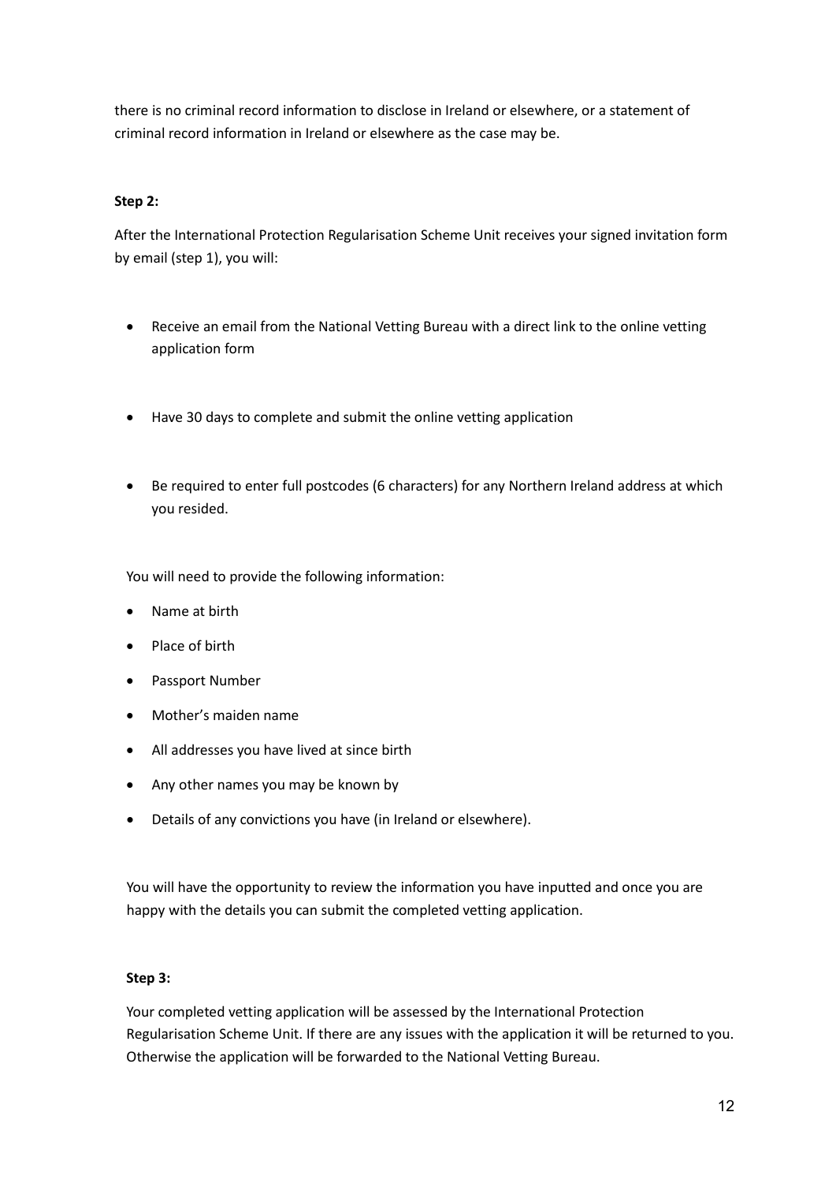there is no criminal record information to disclose in Ireland or elsewhere, or a statement of criminal record information in Ireland or elsewhere as the case may be.

**Step 2:**

After the International Protection Regularisation Scheme Unit receives your signed invitation form by email (step 1), you will:

- Receive an email from the National Vetting Bureau with a direct link to the online vetting application form
- Have 30 days to complete and submit the online vetting application
- Be required to enter full postcodes (6 characters) for any Northern Ireland address at which you resided.

You will need to provide the following information:

- Name at birth
- Place of birth
- Passport Number
- Mother's maiden name
- All addresses you have lived at since birth
- Any other names you may be known by
- Details of any convictions you have (in Ireland or elsewhere).

You will have the opportunity to review the information you have inputted and once you are happy with the details you can submit the completed vetting application.

**Step 3:**

Your completed vetting application will be assessed by the International Protection Regularisation Scheme Unit. If there are any issues with the application it will be returned to you. Otherwise the application will be forwarded to the National Vetting Bureau.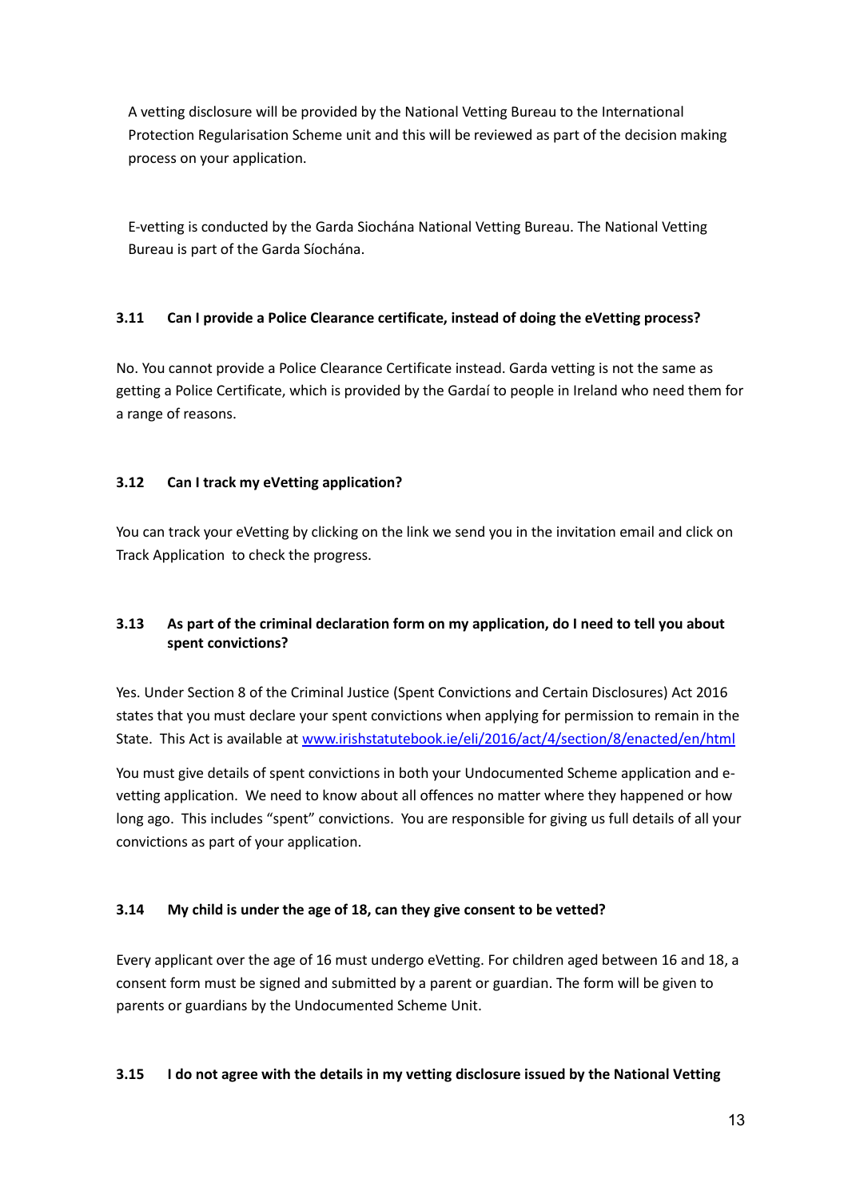A vetting disclosure will be provided by the National Vetting Bureau to the International Protection Regularisation Scheme unit and this will be reviewed as part of the decision making process on your application.

E-vetting is conducted by the Garda Siochána National Vetting Bureau. The National Vetting Bureau is part of the Garda Síochána.

### 3.11 Can I provide a Police Clearance certificate, instead of doing the eVetting process?

No. You cannot provide a Police Clearance Certificate instead. Garda vetting is not the same as getting a Police Certificate, which is provided by the Gardaí to people in Ireland who need them for a range of reasons.

### 3.12 Can I track my eVetting application?

You can track your eVetting by clicking on the link we send you in the invitation email and click on Track Application to check the progress.

### 3.13 As part of the criminal declaration form on my application, do I need to tell you about spent convictions?

Yes. Under Section 8 of the Criminal Justice (Spent Convictions and Certain Disclosures) Act 2016 states that you must declare your spent convictions when applying for permission to remain in the State. This Act is available at [www.irishstatutebook.ie/eli/2016/act/4/section/8/enacted/en/html](http://www.irishstatutebook.ie/eli/2016/act/4/section/8/enacted/en/html)

You must give details of spent convictions in both your Undocumented Scheme application and e-vetting application. We need to know about all offences no matter where they happened or how long ago. This includes "spent" convictions. You are responsible for giving us full details of all your convictions as part of your application.

### 3.14 My child is under the age of 18, can they give consent to be vetted?

Every applicant over the age of 16 must undergo eVetting. For children aged between 16 and 18, a consent form must be signed and submitted by a parent or guardian. The form will be given to parents or guardians by the Undocumented Scheme Unit.

### 3.15 I do not agree with the details in my vetting disclosure issued by the National Vetting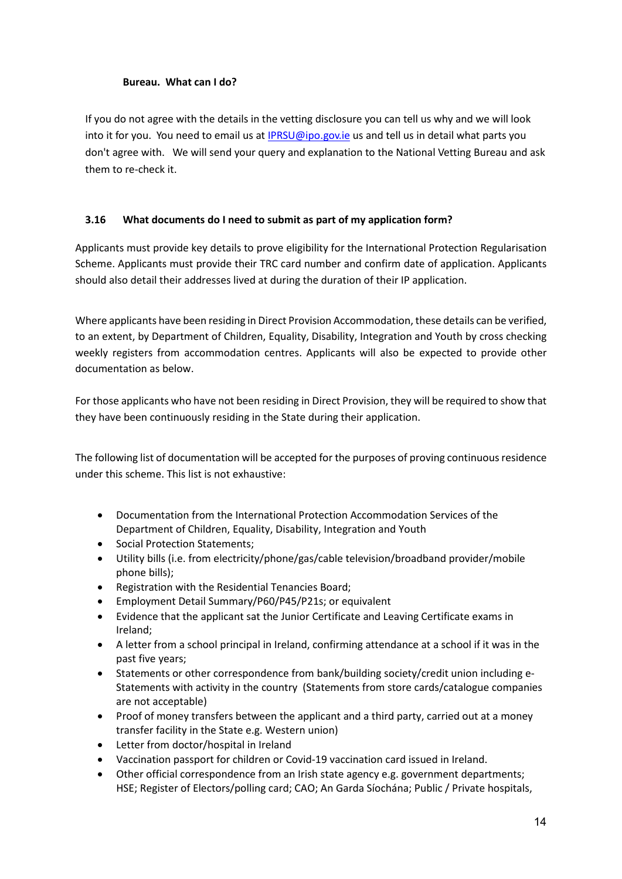**Bureau. What can I do?**

If you do not agree with the details in the vetting disclosure you can tell us why and we will look into it for you. You need to email us at [IPRSU@ipo.gov.ie](mailto:IPRSU@ipo.gov.ie) us and tell us in detail what parts you don't agree with. We will send your query and explanation to the National Vetting Bureau and ask them to re-check it.

### 3.16 What documents do I need to submit as part of my application form?

Applicants must provide key details to prove eligibility for the International Protection Regularisation Scheme. Applicants must provide their TRC card number and confirm date of application. Applicants should also detail their addresses lived at during the duration of their IP application.

Where applicants have been residing in Direct Provision Accommodation, these details can be verified, to an extent, by Department of Children, Equality, Disability, Integration and Youth by cross checking weekly registers from accommodation centres. Applicants will also be expected to provide other documentation as below.

For those applicants who have not been residing in Direct Provision, they will be required to show that they have been continuously residing in the State during their application.

The following list of documentation will be accepted for the purposes of proving continuous residence under this scheme. This list is not exhaustive:

- Documentation from the International Protection Accommodation Services of the Department of Children, Equality, Disability, Integration and Youth
- Social Protection Statements;
- Utility bills (i.e. from electricity/phone/gas/cable television/broadband provider/mobile phone bills);
- Registration with the Residential Tenancies Board;
- Employment Detail Summary/P60/P45/P21s; or equivalent
- Evidence that the applicant sat the Junior Certificate and Leaving Certificate exams in Ireland;
- A letter from a school principal in Ireland, confirming attendance at a school if it was in the past five years;
- Statements or other correspondence from bank/building society/credit union including e-Statements with activity in the country (Statements from store cards/catalogue companies are not acceptable)
- Proof of money transfers between the applicant and a third party, carried out at a money transfer facility in the State e.g. Western union)
- Letter from doctor/hospital in Ireland
- Vaccination passport for children or Covid-19 vaccination card issued in Ireland.
- Other official correspondence from an Irish state agency e.g. government departments; HSE; Register of Electors/polling card; CAO; An Garda Síochána; Public / Private hospitals,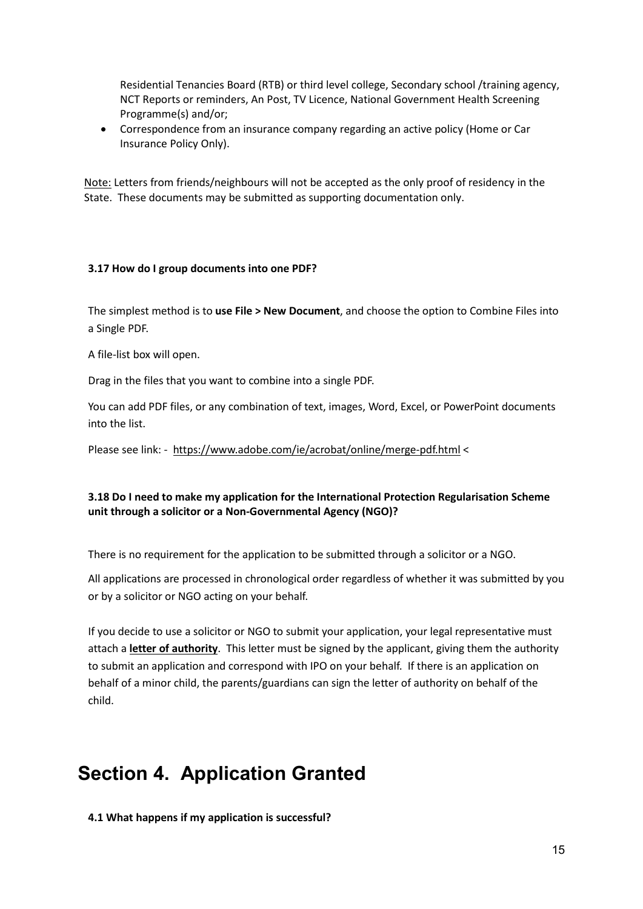Residential Tenancies Board (RTB) or third level college, Secondary school /training agency, NCT Reports or reminders, An Post, TV Licence, National Government Health Screening Programme(s) and/or;

- Correspondence from an insurance company regarding an active policy (Home or Car Insurance Policy Only).

Note: Letters from friends/neighbours will not be accepted as the only proof of residency in the State. These documents may be submitted as supporting documentation only.

**3.17 How do I group documents into one PDF?**

The simplest method is to **use File > New Document**, and choose the option to Combine Files into a Single PDF.

A file-list box will open.

Drag in the files that you want to combine into a single PDF.

You can add PDF files, or any combination of text, images, Word, Excel, or PowerPoint documents into the list.

Please see link: - https://www.adobe.com/ie/acrobat/online/merge-pdf.html <

**3.18 Do I need to make my application for the International Protection Regularisation Scheme unit through a solicitor or a Non-Governmental Agency (NGO)?**

There is no requirement for the application to be submitted through a solicitor or a NGO.

All applications are processed in chronological order regardless of whether it was submitted by you or by a solicitor or NGO acting on your behalf.

If you decide to use a solicitor or NGO to submit your application, your legal representative must attach a **letter of authority**. This letter must be signed by the applicant, giving them the authority to submit an application and correspond with IPO on your behalf. If there is an application on behalf of a minor child, the parents/guardians can sign the letter of authority on behalf of the child.

# Section 4. Application Granted

**4.1 What happens if my application is successful?**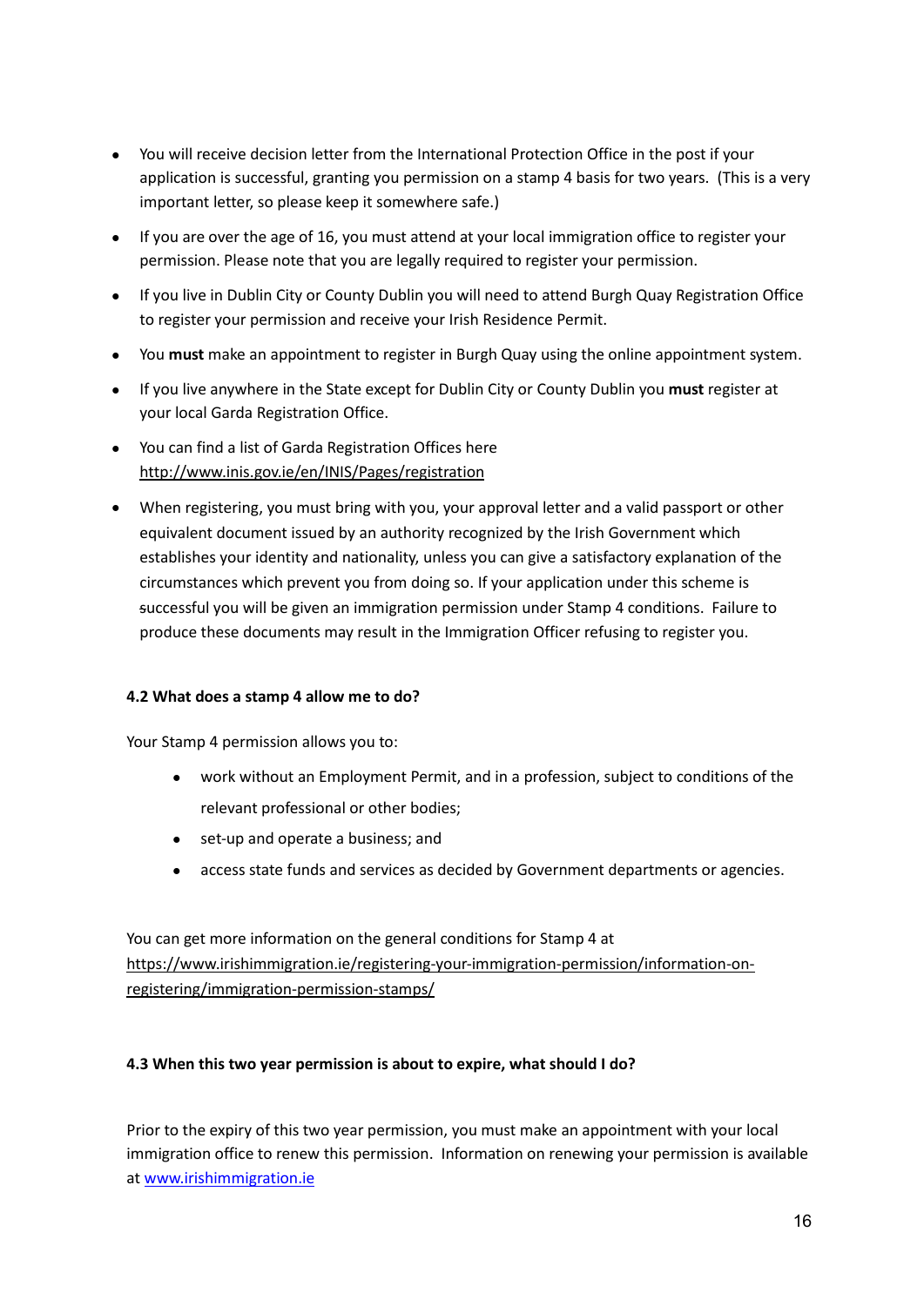- You will receive decision letter from the International Protection Office in the post if your application is successful, granting you permission on a stamp 4 basis for two years. (This is a very important letter, so please keep it somewhere safe.)
- If you are over the age of 16, you must attend at your local immigration office to register your permission. Please note that you are legally required to register your permission.
- If you live in Dublin City or County Dublin you will need to attend Burgh Quay Registration Office to register your permission and receive your Irish Residence Permit.
- You **must** make an appointment to register in Burgh Quay using the online appointment system.
- If you live anywhere in the State except for Dublin City or County Dublin you **must** register at your local Garda Registration Office.
- You can find a list of Garda Registration Offices here http://www.inis.gov.ie/en/INIS/Pages/registration
- When registering, you must bring with you, your approval letter and a valid passport or other equivalent document issued by an authority recognized by the Irish Government which establishes your identity and nationality, unless you can give a satisfactory explanation of the circumstances which prevent you from doing so. If your application under this scheme is successful you will be given an immigration permission under Stamp 4 conditions. Failure to produce these documents may result in the Immigration Officer refusing to register you.

**4.2 What does a stamp 4 allow me to do?**

Your Stamp 4 permission allows you to:

- work without an Employment Permit, and in a profession, subject to conditions of the relevant professional or other bodies;
- set-up and operate a business; and
- access state funds and services as decided by Government departments or agencies.

You can get more information on the general conditions for Stamp 4 at https://www.irishimmigration.ie/registering-your-immigration-permission/information-on-registering/immigration-permission-stamps/

**4.3 When this two year permission is about to expire, what should I do?**

Prior to the expiry of this two year permission, you must make an appointment with your local immigration office to renew this permission. Information on renewing your permission is available at www.irishimmigration.ie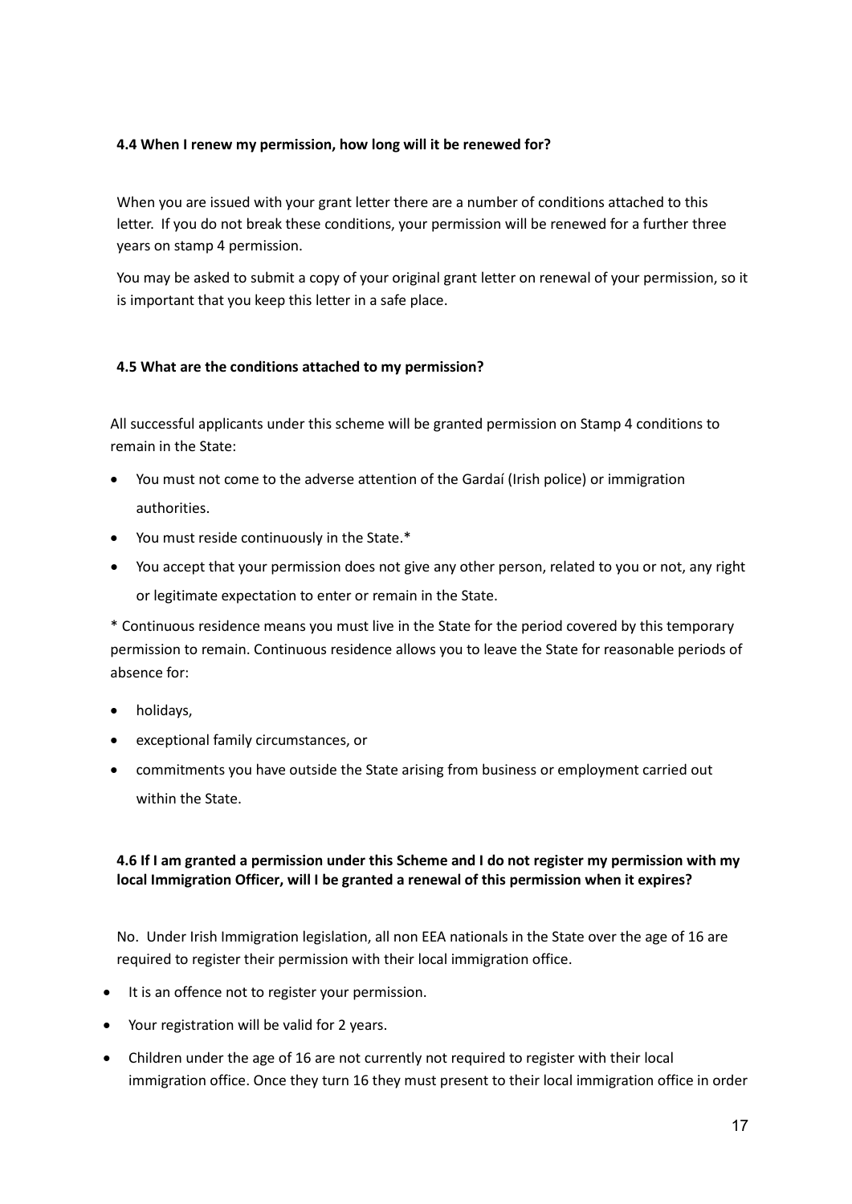#### 4.4 When I renew my permission, how long will it be renewed for?

When you are issued with your grant letter there are a number of conditions attached to this letter. If you do not break these conditions, your permission will be renewed for a further three years on stamp 4 permission.

You may be asked to submit a copy of your original grant letter on renewal of your permission, so it is important that you keep this letter in a safe place.

#### 4.5 What are the conditions attached to my permission?

All successful applicants under this scheme will be granted permission on Stamp 4 conditions to remain in the State:

- You must not come to the adverse attention of the Gardaí (Irish police) or immigration authorities.
- You must reside continuously in the State.*
- You accept that your permission does not give any other person, related to you or not, any right or legitimate expectation to enter or remain in the State.

* Continuous residence means you must live in the State for the period covered by this temporary permission to remain. Continuous residence allows you to leave the State for reasonable periods of absence for:

- holidays,
- exceptional family circumstances, or
- commitments you have outside the State arising from business or employment carried out within the State.

#### 4.6 If I am granted a permission under this Scheme and I do not register my permission with my local Immigration Officer, will I be granted a renewal of this permission when it expires?

No. Under Irish Immigration legislation, all non EEA nationals in the State over the age of 16 are required to register their permission with their local immigration office.

- It is an offence not to register your permission.
- Your registration will be valid for 2 years.
- Children under the age of 16 are not currently not required to register with their local immigration office. Once they turn 16 they must present to their local immigration office in order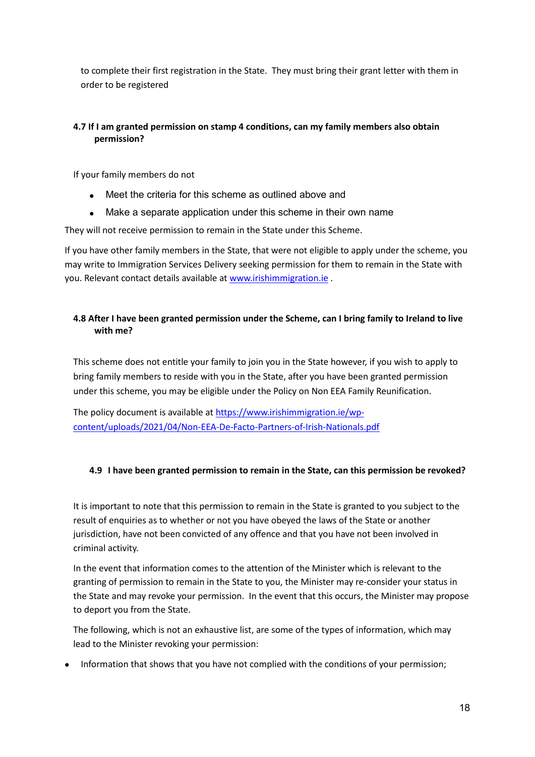to complete their first registration in the State. They must bring their grant letter with them in order to be registered

**4.7 If I am granted permission on stamp 4 conditions, can my family members also obtain permission?**

If your family members do not

- Meet the criteria for this scheme as outlined above and
- Make a separate application under this scheme in their own name

They will not receive permission to remain in the State under this Scheme.

If you have other family members in the State, that were not eligible to apply under the scheme, you may write to Immigration Services Delivery seeking permission for them to remain in the State with you. Relevant contact details available at [www.irishimmigration.ie](www.irishimmigration.ie) .

**4.8 After I have been granted permission under the Scheme, can I bring family to Ireland to live with me?**

This scheme does not entitle your family to join you in the State however, if you wish to apply to bring family members to reside with you in the State, after you have been granted permission under this scheme, you may be eligible under the Policy on Non EEA Family Reunification.

The policy document is available at [https://www.irishimmigration.ie/wp-content/uploads/2021/04/Non-EEA-De-Facto-Partners-of-Irish-Nationals.pdf](https://www.irishimmigration.ie/wp-content/uploads/2021/04/Non-EEA-De-Facto-Partners-of-Irish-Nationals.pdf)

**4.9 I have been granted permission to remain in the State, can this permission be revoked?**

It is important to note that this permission to remain in the State is granted to you subject to the result of enquiries as to whether or not you have obeyed the laws of the State or another jurisdiction, have not been convicted of any offence and that you have not been involved in criminal activity.

In the event that information comes to the attention of the Minister which is relevant to the granting of permission to remain in the State to you, the Minister may re-consider your status in the State and may revoke your permission. In the event that this occurs, the Minister may propose to deport you from the State.

The following, which is not an exhaustive list, are some of the types of information, which may lead to the Minister revoking your permission:

- Information that shows that you have not complied with the conditions of your permission;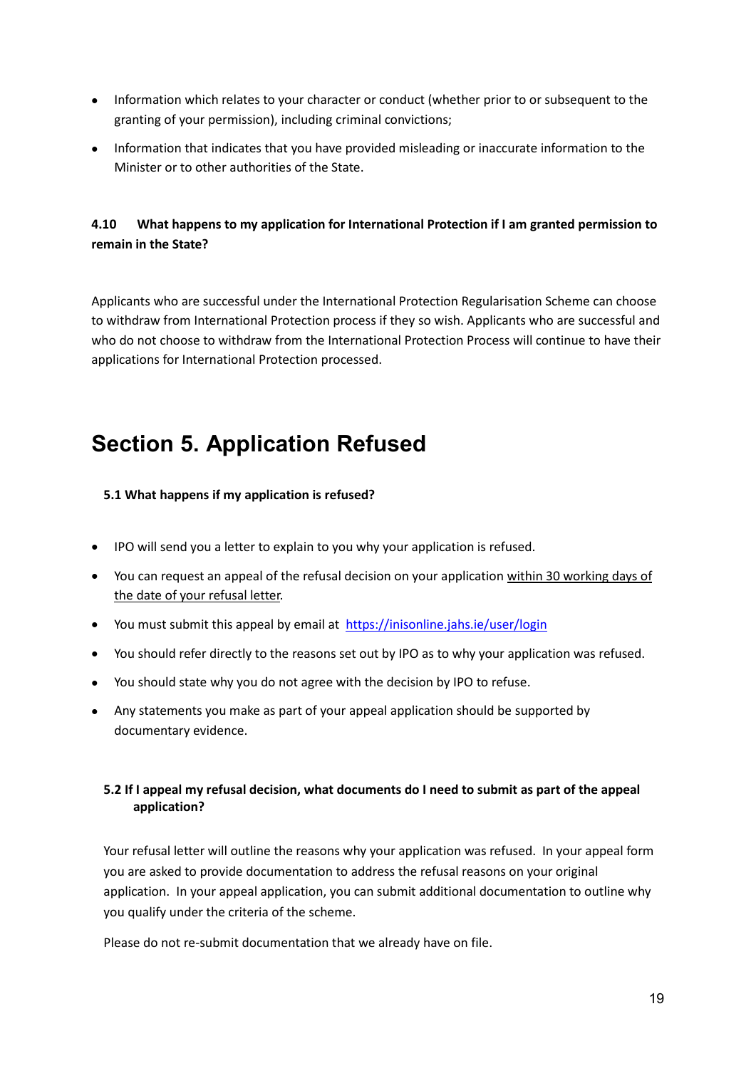- Information which relates to your character or conduct (whether prior to or subsequent to the granting of your permission), including criminal convictions;
- Information that indicates that you have provided misleading or inaccurate information to the Minister or to other authorities of the State.

**4.10 What happens to my application for International Protection if I am granted permission to remain in the State?**

Applicants who are successful under the International Protection Regularisation Scheme can choose to withdraw from International Protection process if they so wish. Applicants who are successful and who do not choose to withdraw from the International Protection Process will continue to have their applications for International Protection processed.

# Section 5. Application Refused

**5.1 What happens if my application is refused?**

- IPO will send you a letter to explain to you why your application is refused.
- You can request an appeal of the refusal decision on your application within 30 working days of the date of your refusal letter.
- You must submit this appeal by email at [https://inisonline.jahs.ie/user/login](https://inisonline.jahs.ie/user/login)
- You should refer directly to the reasons set out by IPO as to why your application was refused.
- You should state why you do not agree with the decision by IPO to refuse.
- Any statements you make as part of your appeal application should be supported by documentary evidence.

**5.2 If I appeal my refusal decision, what documents do I need to submit as part of the appeal application?**

Your refusal letter will outline the reasons why your application was refused. In your appeal form you are asked to provide documentation to address the refusal reasons on your original application. In your appeal application, you can submit additional documentation to outline why you qualify under the criteria of the scheme.

Please do not re-submit documentation that we already have on file.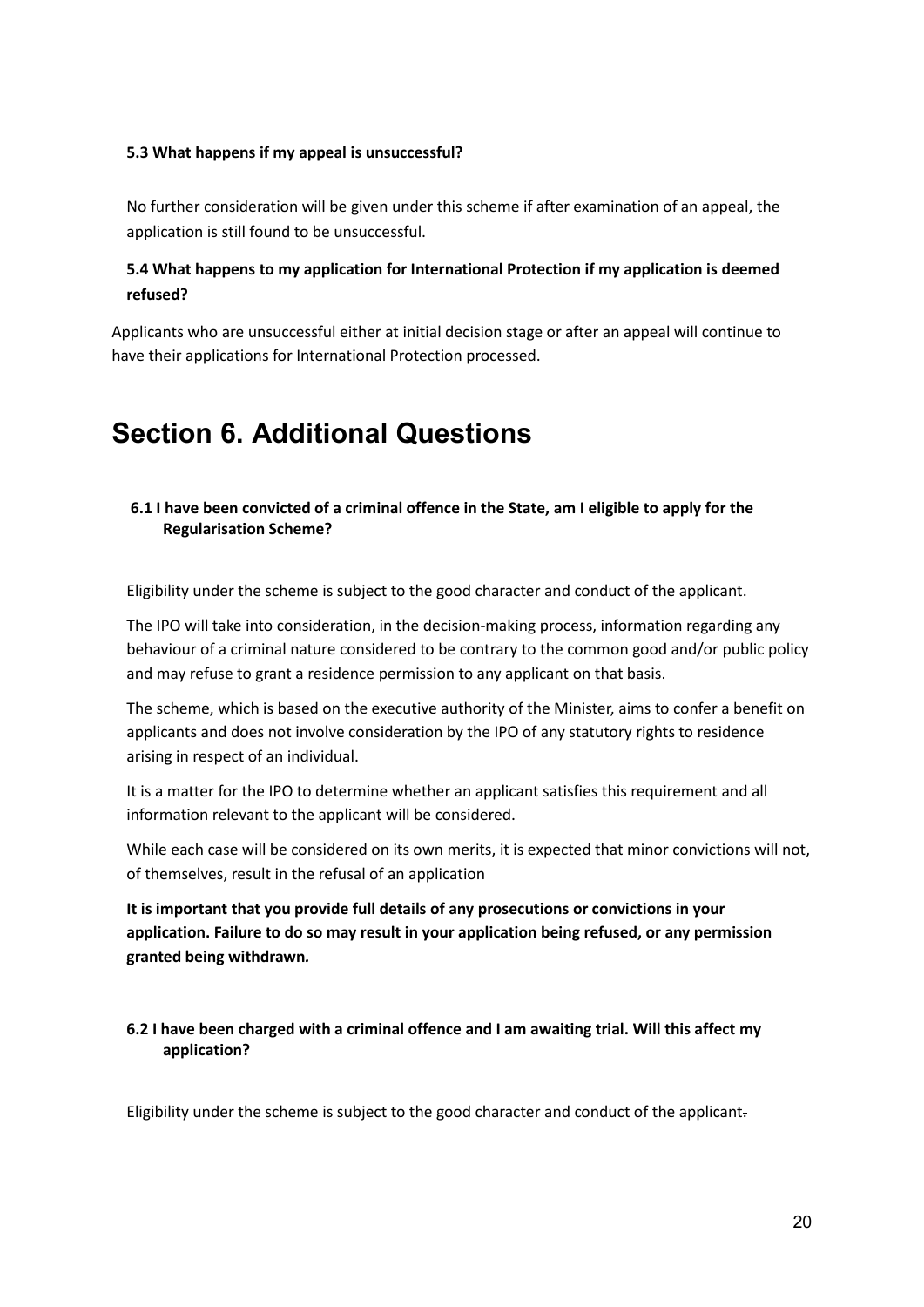#### 5.3 What happens if my appeal is unsuccessful?

No further consideration will be given under this scheme if after examination of an appeal, the application is still found to be unsuccessful.

#### 5.4 What happens to my application for International Protection if my application is deemed refused?

Applicants who are unsuccessful either at initial decision stage or after an appeal will continue to have their applications for International Protection processed.

# Section 6. Additional Questions

#### 6.1 I have been convicted of a criminal offence in the State, am I eligible to apply for the Regularisation Scheme?

Eligibility under the scheme is subject to the good character and conduct of the applicant.

The IPO will take into consideration, in the decision-making process, information regarding any behaviour of a criminal nature considered to be contrary to the common good and/or public policy and may refuse to grant a residence permission to any applicant on that basis.

The scheme, which is based on the executive authority of the Minister, aims to confer a benefit on applicants and does not involve consideration by the IPO of any statutory rights to residence arising in respect of an individual.

It is a matter for the IPO to determine whether an applicant satisfies this requirement and all information relevant to the applicant will be considered.

While each case will be considered on its own merits, it is expected that minor convictions will not, of themselves, result in the refusal of an application

**It is important that you provide full details of any prosecutions or convictions in your application. Failure to do so may result in your application being refused, or any permission granted being withdrawn.**

#### 6.2 I have been charged with a criminal offence and I am awaiting trial. Will this affect my application?

Eligibility under the scheme is subject to the good character and conduct of the applicant.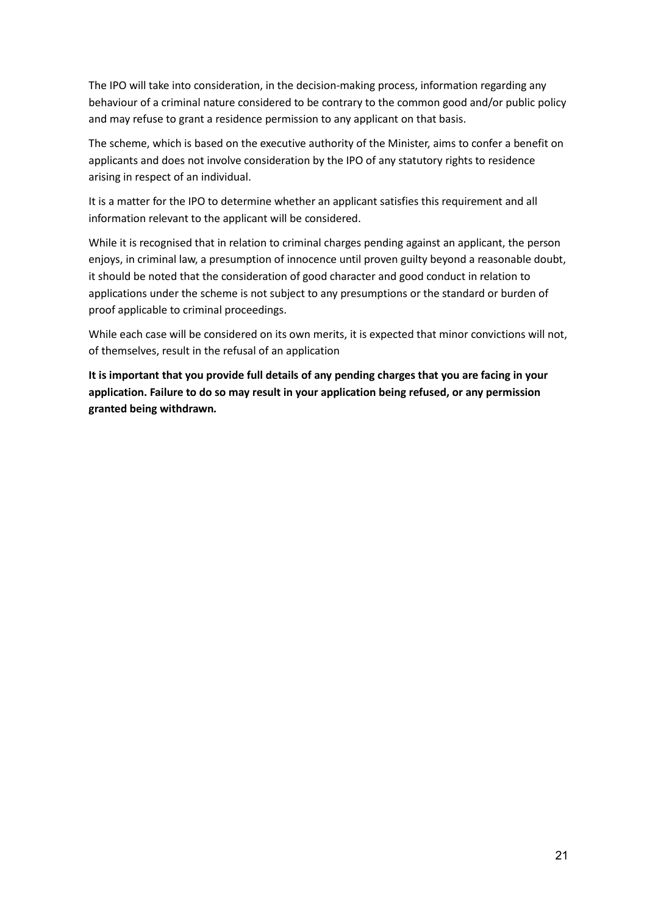The IPO will take into consideration, in the decision-making process, information regarding any behaviour of a criminal nature considered to be contrary to the common good and/or public policy and may refuse to grant a residence permission to any applicant on that basis.

The scheme, which is based on the executive authority of the Minister, aims to confer a benefit on applicants and does not involve consideration by the IPO of any statutory rights to residence arising in respect of an individual.

It is a matter for the IPO to determine whether an applicant satisfies this requirement and all information relevant to the applicant will be considered.

While it is recognised that in relation to criminal charges pending against an applicant, the person enjoys, in criminal law, a presumption of innocence until proven guilty beyond a reasonable doubt, it should be noted that the consideration of good character and good conduct in relation to applications under the scheme is not subject to any presumptions or the standard or burden of proof applicable to criminal proceedings.

While each case will be considered on its own merits, it is expected that minor convictions will not, of themselves, result in the refusal of an application

**It is important that you provide full details of any pending charges that you are facing in your application. Failure to do so may result in your application being refused, or any permission granted being withdrawn.**